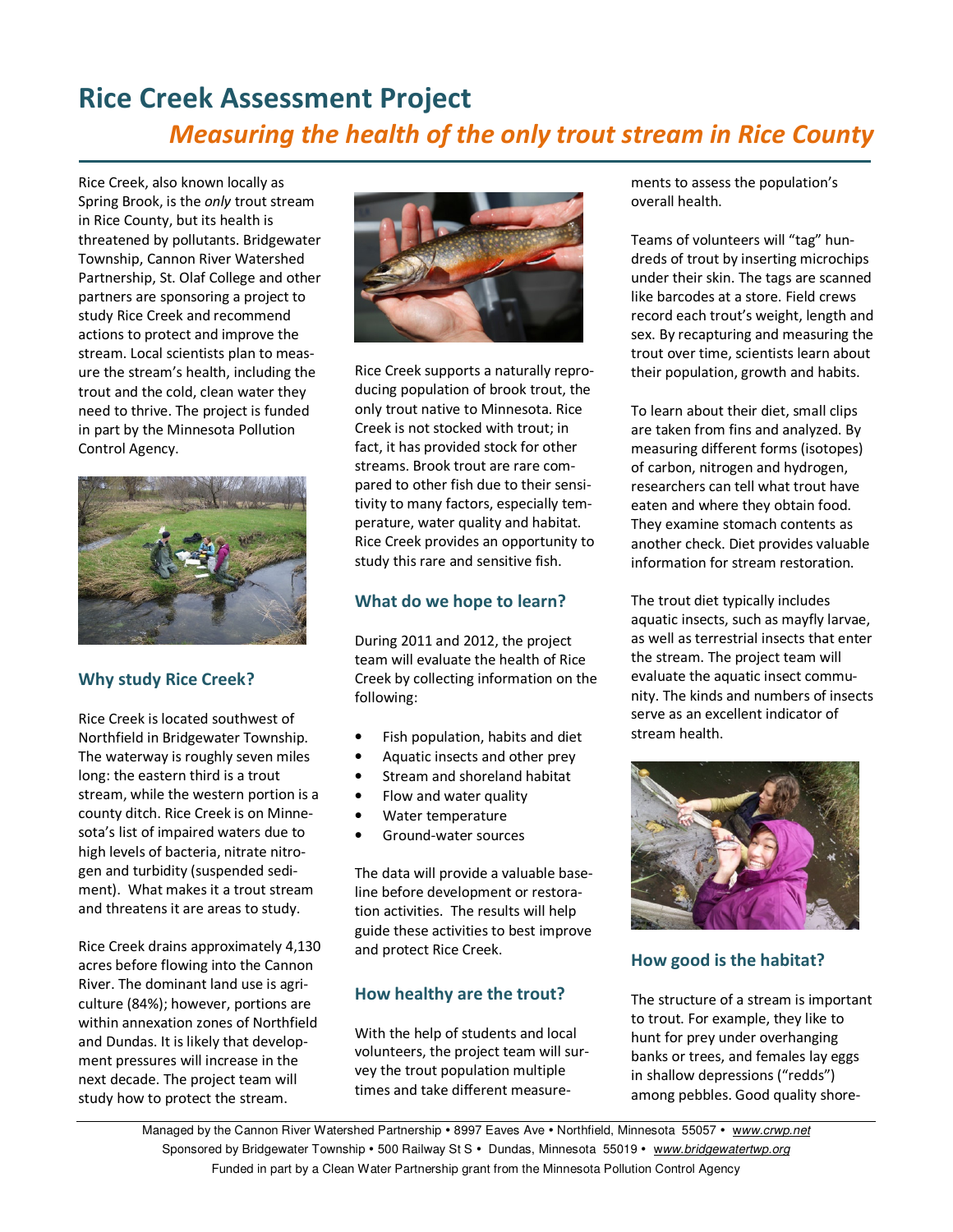# Rice Creek Assessment Project

## *Measuring the health of the only trout stream in Rice County*

Rice Creek, also known locally as Spring Brook, is the *only* trout stream in Rice County, but its health is threatened by pollutants. Bridgewater Township, Cannon River Watershed Partnership, St. Olaf College and other partners are sponsoring a project to study Rice Creek and recommend actions to protect and improve the stream. Local scientists plan to measure the stream's health, including the trout and the cold, clean water they need to thrive. The project is funded in part by the Minnesota Pollution Control Agency.

### Why study Rice Creek?

Rice Creek is located southwest of Northfield in Bridgewater Township. The waterway is roughly seven miles long: the eastern third is a trout stream, while the western portion is a county ditch. Rice Creek is on Minnesota's list of impaired waters due to high levels of bacteria, nitrate nitrogen and turbidity (suspended sediment). What makes it a trout stream and threatens it are areas to study.

Rice Creek drains approximately 4,130 acres before flowing into the Cannon River. The dominant land use is agriculture (84%); however, portions are within annexation zones of Northfield and Dundas. It is likely that development pressures will increase in the next decade. The project team will study how to protect the stream.

Rice Creek supports a naturally reproducing population of brook trout, the only trout native to Minnesota. Rice Creek is not stocked with trout; in fact, it has provided stock for other streams. Brook trout are rare compared to other fish due to their sensitivity to many factors, especially temperature, water quality and habitat. Rice Creek provides an opportunity to study this rare and sensitive fish.

### What do we hope to learn?

During 2011 and 2012, the project team will evaluate the health of Rice Creek by collecting information on the following:

- Fish population, habits and diet
- Aquatic insects and other prey
- Stream and shoreland habitat
- Flow and water quality
- Water temperature
- Ground-water sources

The data will provide a valuable baseline before development or restoration activities. The results will help guide these activities to best improve and protect Rice Creek.

### How healthy are the trout?

With the help of students and local volunteers, the project team will survey the trout population multiple times and take different measurements to assess the population's overall health.

Teams of volunteers will "tag" hundreds of trout by inserting microchips under their skin. The tags are scanned like barcodes at a store. Field crews record each trout's weight, length and sex. By recapturing and measuring the trout over time, scientists learn about their population, growth and habits.

To learn about their diet, small clips are taken from fins and analyzed. By measuring different forms (isotopes) of carbon, nitrogen and hydrogen, researchers can tell what trout have eaten and where they obtain food. They examine stomach contents as another check. Diet provides valuable information for stream restoration.

The trout diet typically includes aquatic insects, such as mayfly larvae, as well as terrestrial insects that enter the stream. The project team will evaluate the aquatic insect community. The kinds and numbers of insects serve as an excellent indicator of stream health.

### How good is the habitat?

The structure of a stream is important to trout. For example, they like to hunt for prey under overhanging banks or trees, and females lay eggs in shallow depressions ("redds") among pebbles. Good quality shore-

Managed by the Cannon River Watershed Partnership • 8997 Eaves Ave • Northfield, Minnesota 55057 • *www.crwp.net*
Sponsored by Bridgewater Township • 500 Railway St S • Dundas, Minnesota 55019 • *www.bridgewatertwp.org*
Funded in part by a Clean Water Partnership grant from the Minnesota Pollution Control Agency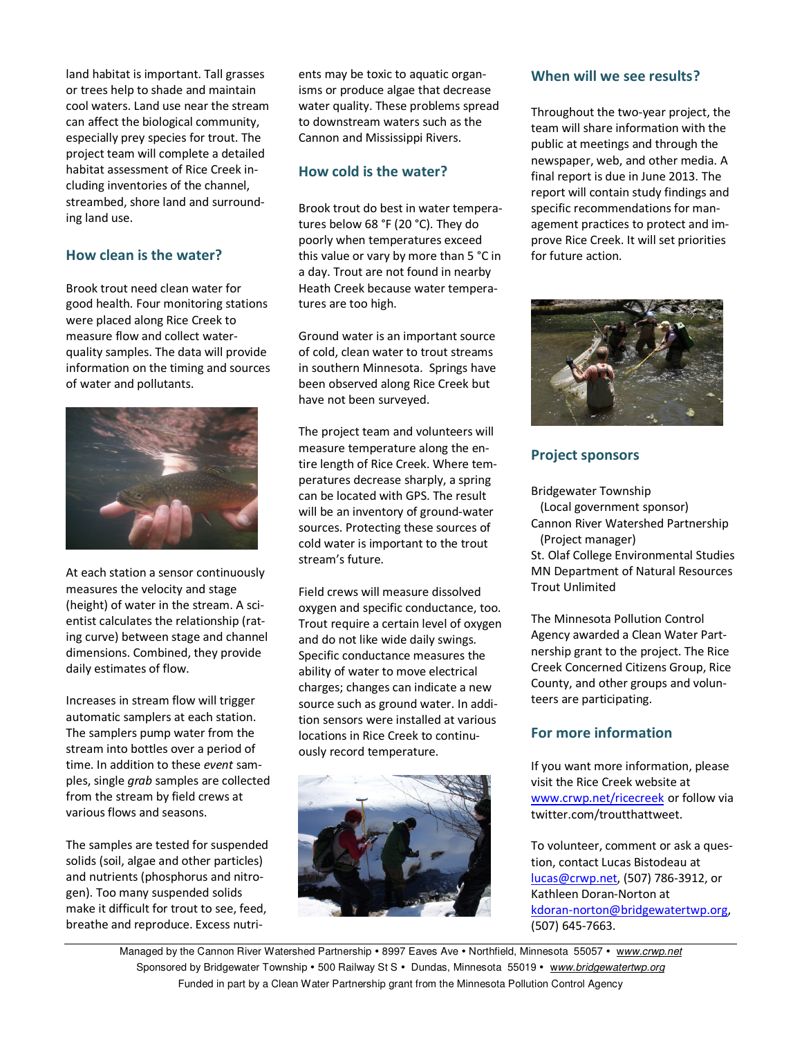land habitat is important. Tall grasses or trees help to shade and maintain cool waters. Land use near the stream can affect the biological community, especially prey species for trout. The project team will complete a detailed habitat assessment of Rice Creek including inventories of the channel, streambed, shore land and surrounding land use.

## How clean is the water?

Brook trout need clean water for good health. Four monitoring stations were placed along Rice Creek to measure flow and collect water-quality samples. The data will provide information on the timing and sources of water and pollutants.

At each station a sensor continuously measures the velocity and stage (height) of water in the stream. A scientist calculates the relationship (rating curve) between stage and channel dimensions. Combined, they provide daily estimates of flow.

Increases in stream flow will trigger automatic samplers at each station. The samplers pump water from the stream into bottles over a period of time. In addition to these *event* samples, single *grab* samples are collected from the stream by field crews at various flows and seasons.

The samples are tested for suspended solids (soil, algae and other particles) and nutrients (phosphorus and nitrogen). Too many suspended solids make it difficult for trout to see, feed, breathe and reproduce. Excess nutrients may be toxic to aquatic organisms or produce algae that decrease water quality. These problems spread to downstream waters such as the Cannon and Mississippi Rivers.

## How cold is the water?

Brook trout do best in water temperatures below 68 °F (20 °C). They do poorly when temperatures exceed this value or vary by more than 5 °C in a day. Trout are not found in nearby Heath Creek because water temperatures are too high.

Ground water is an important source of cold, clean water to trout streams in southern Minnesota. Springs have been observed along Rice Creek but have not been surveyed.

The project team and volunteers will measure temperature along the entire length of Rice Creek. Where temperatures decrease sharply, a spring can be located with GPS. The result will be an inventory of ground-water sources. Protecting these sources of cold water is important to the trout stream's future.

Field crews will measure dissolved oxygen and specific conductance, too. Trout require a certain level of oxygen and do not like wide daily swings. Specific conductance measures the ability of water to move electrical charges; changes can indicate a new source such as ground water. In addition sensors were installed at various locations in Rice Creek to continuously record temperature.

## When will we see results?

Throughout the two-year project, the team will share information with the public at meetings and through the newspaper, web, and other media. A final report is due in June 2013. The report will contain study findings and specific recommendations for management practices to protect and improve Rice Creek. It will set priorities for future action.

## Project sponsors

Bridgewater Township
(Local government sponsor)
Cannon River Watershed Partnership
(Project manager)
St. Olaf College Environmental Studies
MN Department of Natural Resources
Trout Unlimited

The Minnesota Pollution Control Agency awarded a Clean Water Partnership grant to the project. The Rice Creek Concerned Citizens Group, Rice County, and other groups and volunteers are participating.

## For more information

If you want more information, please visit the Rice Creek website at www.crwp.net/ricecreek or follow via twitter.com/troutthattweet.

To volunteer, comment or ask a question, contact Lucas Bistodeau at lucas@crwp.net, (507) 786-3912, or Kathleen Doran-Norton at kdoran-norton@bridgewatertwp.org, (507) 645-7663.

Managed by the Cannon River Watershed Partnership • 8997 Eaves Ave • Northfield, Minnesota 55057 • *www.crwp.net*
Sponsored by Bridgewater Township • 500 Railway St S • Dundas, Minnesota 55019 • *www.bridgewatertwp.org*
Funded in part by a Clean Water Partnership grant from the Minnesota Pollution Control Agency